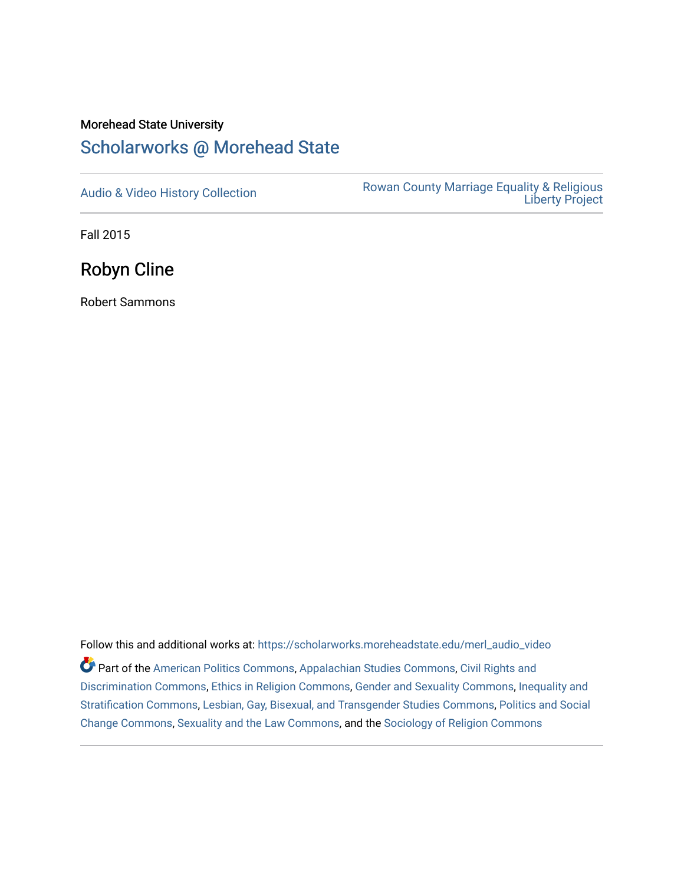Morehead State University

# Scholarworks @ Morehead State

Audio & Video History Collection

Rowan County Marriage Equality & Religious Liberty Project

Fall 2015

## Robyn Cline

Robert Sammons

Follow this and additional works at: https://scholarworks.moreheadstate.edu/merl_audio_video

Part of the American Politics Commons, Appalachian Studies Commons, Civil Rights and Discrimination Commons, Ethics in Religion Commons, Gender and Sexuality Commons, Inequality and Stratification Commons, Lesbian, Gay, Bisexual, and Transgender Studies Commons, Politics and Social Change Commons, Sexuality and the Law Commons, and the Sociology of Religion Commons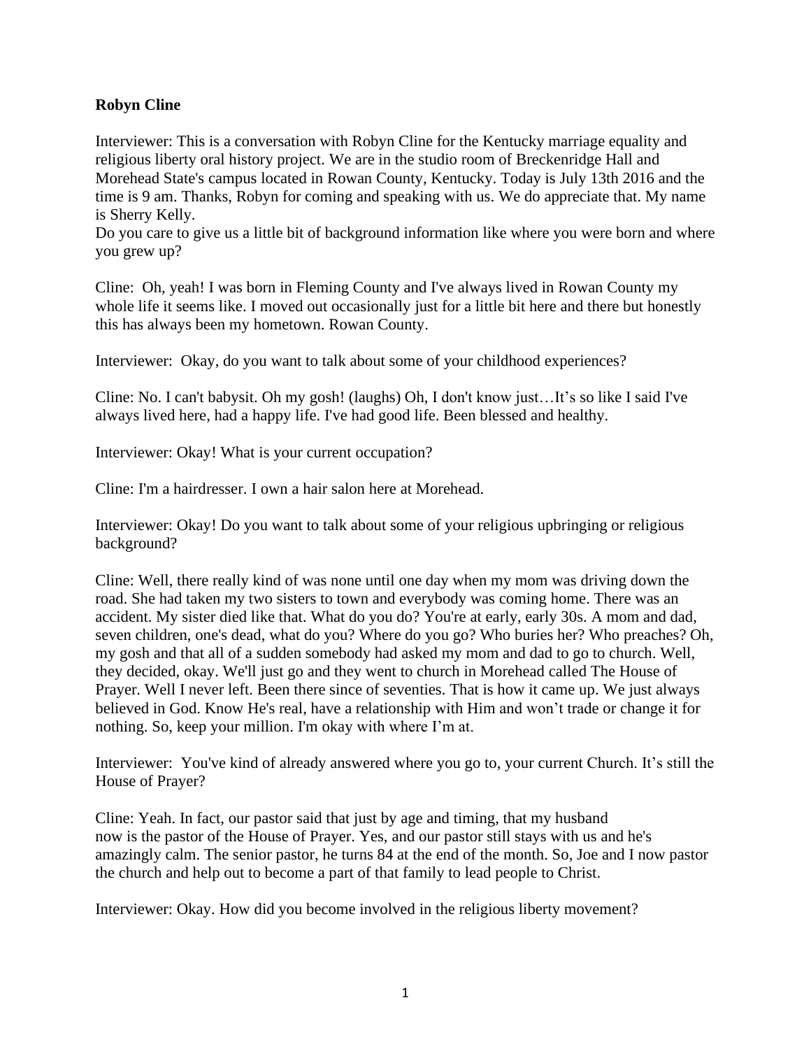**Robyn Cline**

Interviewer: This is a conversation with Robyn Cline for the Kentucky marriage equality and religious liberty oral history project. We are in the studio room of Breckenridge Hall and Morehead State's campus located in Rowan County, Kentucky. Today is July 13th 2016 and the time is 9 am. Thanks, Robyn for coming and speaking with us. We do appreciate that. My name is Sherry Kelly.

Do you care to give us a little bit of background information like where you were born and where you grew up?

Cline: Oh, yeah! I was born in Fleming County and I've always lived in Rowan County my whole life it seems like. I moved out occasionally just for a little bit here and there but honestly this has always been my hometown. Rowan County.

Interviewer: Okay, do you want to talk about some of your childhood experiences?

Cline: No. I can't babysit. Oh my gosh! (laughs) Oh, I don't know just…It's so like I said I've always lived here, had a happy life. I've had good life. Been blessed and healthy.

Interviewer: Okay! What is your current occupation?

Cline: I'm a hairdresser. I own a hair salon here at Morehead.

Interviewer: Okay! Do you want to talk about some of your religious upbringing or religious background?

Cline: Well, there really kind of was none until one day when my mom was driving down the road. She had taken my two sisters to town and everybody was coming home. There was an accident. My sister died like that. What do you do? You're at early, early 30s. A mom and dad, seven children, one's dead, what do you? Where do you go? Who buries her? Who preaches? Oh, my gosh and that all of a sudden somebody had asked my mom and dad to go to church. Well, they decided, okay. We'll just go and they went to church in Morehead called The House of Prayer. Well I never left. Been there since of seventies. That is how it came up. We just always believed in God. Know He's real, have a relationship with Him and won't trade or change it for nothing. So, keep your million. I'm okay with where I'm at.

Interviewer: You've kind of already answered where you go to, your current Church. It's still the House of Prayer?

Cline: Yeah. In fact, our pastor said that just by age and timing, that my husband now is the pastor of the House of Prayer. Yes, and our pastor still stays with us and he's amazingly calm. The senior pastor, he turns 84 at the end of the month. So, Joe and I now pastor the church and help out to become a part of that family to lead people to Christ.

Interviewer: Okay. How did you become involved in the religious liberty movement?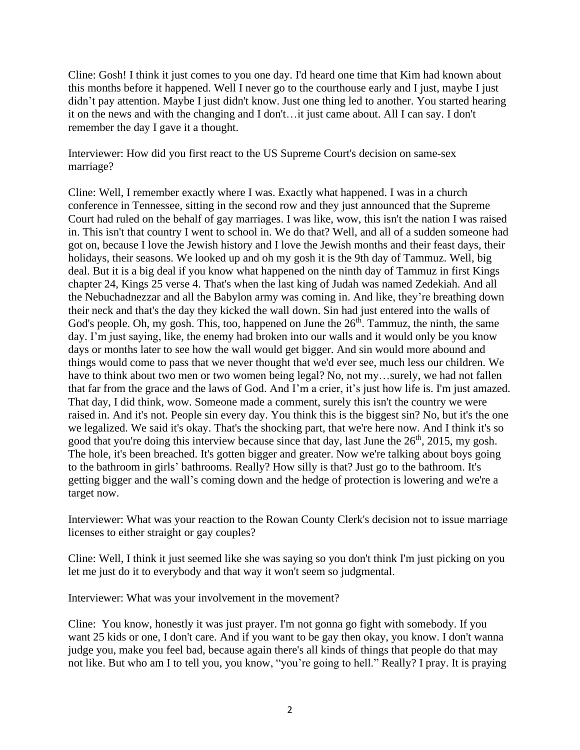Cline: Gosh! I think it just comes to you one day. I'd heard one time that Kim had known about this months before it happened. Well I never go to the courthouse early and I just, maybe I just didn't pay attention. Maybe I just didn't know. Just one thing led to another. You started hearing it on the news and with the changing and I don't…it just came about. All I can say. I don't remember the day I gave it a thought.

Interviewer: How did you first react to the US Supreme Court's decision on same-sex marriage?

Cline: Well, I remember exactly where I was. Exactly what happened. I was in a church conference in Tennessee, sitting in the second row and they just announced that the Supreme Court had ruled on the behalf of gay marriages. I was like, wow, this isn't the nation I was raised in. This isn't that country I went to school in. We do that? Well, and all of a sudden someone had got on, because I love the Jewish history and I love the Jewish months and their feast days, their holidays, their seasons. We looked up and oh my gosh it is the 9th day of Tammuz. Well, big deal. But it is a big deal if you know what happened on the ninth day of Tammuz in first Kings chapter 24, Kings 25 verse 4. That's when the last king of Judah was named Zedekiah. And all the Nebuchadnezzar and all the Babylon army was coming in. And like, they're breathing down their neck and that's the day they kicked the wall down. Sin had just entered into the walls of God's people. Oh, my gosh. This, too, happened on June the 26th. Tammuz, the ninth, the same day. I'm just saying, like, the enemy had broken into our walls and it would only be you know days or months later to see how the wall would get bigger. And sin would more abound and things would come to pass that we never thought that we'd ever see, much less our children. We have to think about two men or two women being legal? No, not my…surely, we had not fallen that far from the grace and the laws of God. And I'm a crier, it's just how life is. I'm just amazed. That day, I did think, wow. Someone made a comment, surely this isn't the country we were raised in. And it's not. People sin every day. You think this is the biggest sin? No, but it's the one we legalized. We said it's okay. That's the shocking part, that we're here now. And I think it's so good that you're doing this interview because since that day, last June the 26th, 2015, my gosh. The hole, it's been breached. It's gotten bigger and greater. Now we're talking about boys going to the bathroom in girls' bathrooms. Really? How silly is that? Just go to the bathroom. It's getting bigger and the wall's coming down and the hedge of protection is lowering and we're a target now.

Interviewer: What was your reaction to the Rowan County Clerk's decision not to issue marriage licenses to either straight or gay couples?

Cline: Well, I think it just seemed like she was saying so you don't think I'm just picking on you let me just do it to everybody and that way it won't seem so judgmental.

Interviewer: What was your involvement in the movement?

Cline: You know, honestly it was just prayer. I'm not gonna go fight with somebody. If you want 25 kids or one, I don't care. And if you want to be gay then okay, you know. I don't wanna judge you, make you feel bad, because again there's all kinds of things that people do that may not like. But who am I to tell you, you know, "you're going to hell." Really? I pray. It is praying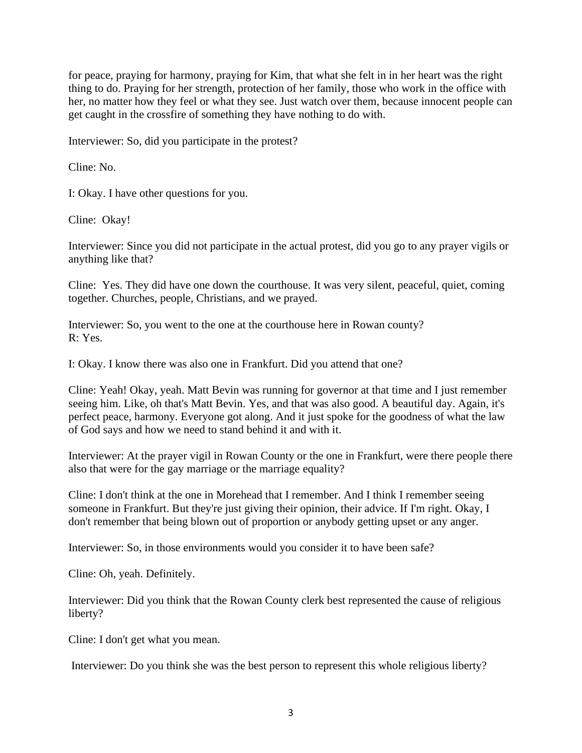for peace, praying for harmony, praying for Kim, that what she felt in in her heart was the right thing to do. Praying for her strength, protection of her family, those who work in the office with her, no matter how they feel or what they see. Just watch over them, because innocent people can get caught in the crossfire of something they have nothing to do with.

Interviewer: So, did you participate in the protest?

Cline: No.

I: Okay. I have other questions for you.

Cline: Okay!

Interviewer: Since you did not participate in the actual protest, did you go to any prayer vigils or anything like that?

Cline: Yes. They did have one down the courthouse. It was very silent, peaceful, quiet, coming together. Churches, people, Christians, and we prayed.

Interviewer: So, you went to the one at the courthouse here in Rowan county?
R: Yes.

I: Okay. I know there was also one in Frankfurt. Did you attend that one?

Cline: Yeah! Okay, yeah. Matt Bevin was running for governor at that time and I just remember seeing him. Like, oh that's Matt Bevin. Yes, and that was also good. A beautiful day. Again, it's perfect peace, harmony. Everyone got along. And it just spoke for the goodness of what the law of God says and how we need to stand behind it and with it.

Interviewer: At the prayer vigil in Rowan County or the one in Frankfurt, were there people there also that were for the gay marriage or the marriage equality?

Cline: I don't think at the one in Morehead that I remember. And I think I remember seeing someone in Frankfurt. But they're just giving their opinion, their advice. If I'm right. Okay, I don't remember that being blown out of proportion or anybody getting upset or any anger.

Interviewer: So, in those environments would you consider it to have been safe?

Cline: Oh, yeah. Definitely.

Interviewer: Did you think that the Rowan County clerk best represented the cause of religious liberty?

Cline: I don't get what you mean.

Interviewer: Do you think she was the best person to represent this whole religious liberty?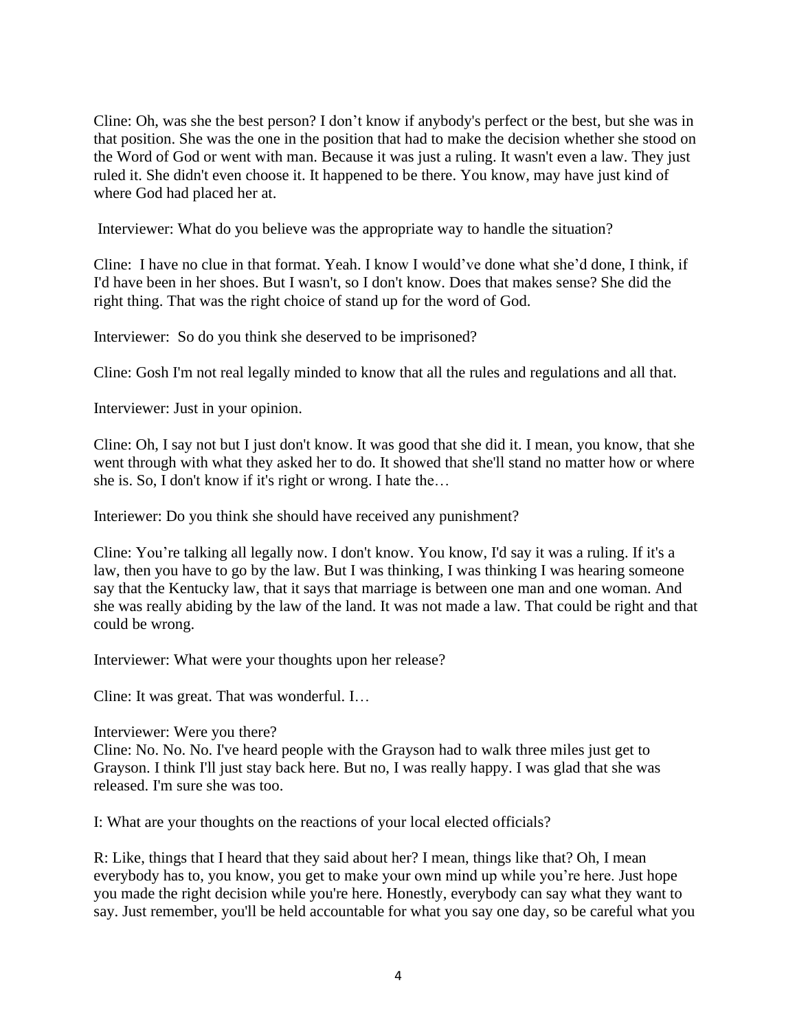Cline: Oh, was she the best person? I don't know if anybody's perfect or the best, but she was in that position. She was the one in the position that had to make the decision whether she stood on the Word of God or went with man. Because it was just a ruling. It wasn't even a law. They just ruled it. She didn't even choose it. It happened to be there. You know, may have just kind of where God had placed her at.

Interviewer: What do you believe was the appropriate way to handle the situation?

Cline: I have no clue in that format. Yeah. I know I would've done what she'd done, I think, if I'd have been in her shoes. But I wasn't, so I don't know. Does that makes sense? She did the right thing. That was the right choice of stand up for the word of God.

Interviewer: So do you think she deserved to be imprisoned?

Cline: Gosh I'm not real legally minded to know that all the rules and regulations and all that.

Interviewer: Just in your opinion.

Cline: Oh, I say not but I just don't know. It was good that she did it. I mean, you know, that she went through with what they asked her to do. It showed that she'll stand no matter how or where she is. So, I don't know if it's right or wrong. I hate the…

Interiewer: Do you think she should have received any punishment?

Cline: You're talking all legally now. I don't know. You know, I'd say it was a ruling. If it's a law, then you have to go by the law. But I was thinking, I was thinking I was hearing someone say that the Kentucky law, that it says that marriage is between one man and one woman. And she was really abiding by the law of the land. It was not made a law. That could be right and that could be wrong.

Interviewer: What were your thoughts upon her release?

Cline: It was great. That was wonderful. I…

Interviewer: Were you there?

Cline: No. No. No. I've heard people with the Grayson had to walk three miles just get to Grayson. I think I'll just stay back here. But no, I was really happy. I was glad that she was released. I'm sure she was too.

I: What are your thoughts on the reactions of your local elected officials?

R: Like, things that I heard that they said about her? I mean, things like that? Oh, I mean everybody has to, you know, you get to make your own mind up while you're here. Just hope you made the right decision while you're here. Honestly, everybody can say what they want to say. Just remember, you'll be held accountable for what you say one day, so be careful what you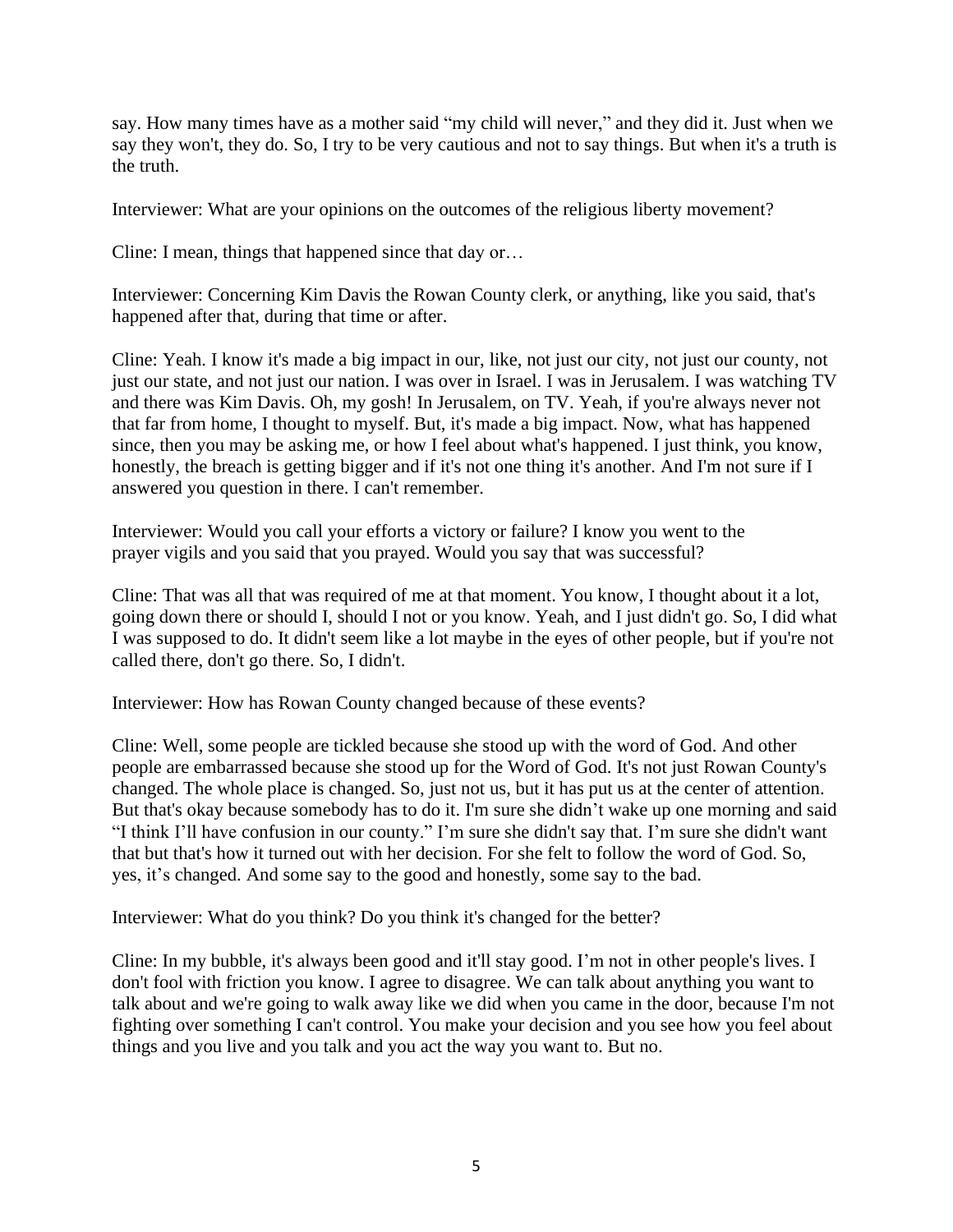say. How many times have as a mother said "my child will never," and they did it. Just when we say they won't, they do. So, I try to be very cautious and not to say things. But when it's a truth is the truth.

Interviewer: What are your opinions on the outcomes of the religious liberty movement?

Cline: I mean, things that happened since that day or…

Interviewer: Concerning Kim Davis the Rowan County clerk, or anything, like you said, that's happened after that, during that time or after.

Cline: Yeah. I know it's made a big impact in our, like, not just our city, not just our county, not just our state, and not just our nation. I was over in Israel. I was in Jerusalem. I was watching TV and there was Kim Davis. Oh, my gosh! In Jerusalem, on TV. Yeah, if you're always never not that far from home, I thought to myself. But, it's made a big impact. Now, what has happened since, then you may be asking me, or how I feel about what's happened. I just think, you know, honestly, the breach is getting bigger and if it's not one thing it's another. And I'm not sure if I answered you question in there. I can't remember.

Interviewer: Would you call your efforts a victory or failure? I know you went to the prayer vigils and you said that you prayed. Would you say that was successful?

Cline: That was all that was required of me at that moment. You know, I thought about it a lot, going down there or should I, should I not or you know. Yeah, and I just didn't go. So, I did what I was supposed to do. It didn't seem like a lot maybe in the eyes of other people, but if you're not called there, don't go there. So, I didn't.

Interviewer: How has Rowan County changed because of these events?

Cline: Well, some people are tickled because she stood up with the word of God. And other people are embarrassed because she stood up for the Word of God. It's not just Rowan County's changed. The whole place is changed. So, just not us, but it has put us at the center of attention. But that's okay because somebody has to do it. I'm sure she didn't wake up one morning and said "I think I'll have confusion in our county." I'm sure she didn't say that. I'm sure she didn't want that but that's how it turned out with her decision. For she felt to follow the word of God. So, yes, it's changed. And some say to the good and honestly, some say to the bad.

Interviewer: What do you think? Do you think it's changed for the better?

Cline: In my bubble, it's always been good and it'll stay good. I'm not in other people's lives. I don't fool with friction you know. I agree to disagree. We can talk about anything you want to talk about and we're going to walk away like we did when you came in the door, because I'm not fighting over something I can't control. You make your decision and you see how you feel about things and you live and you talk and you act the way you want to. But no.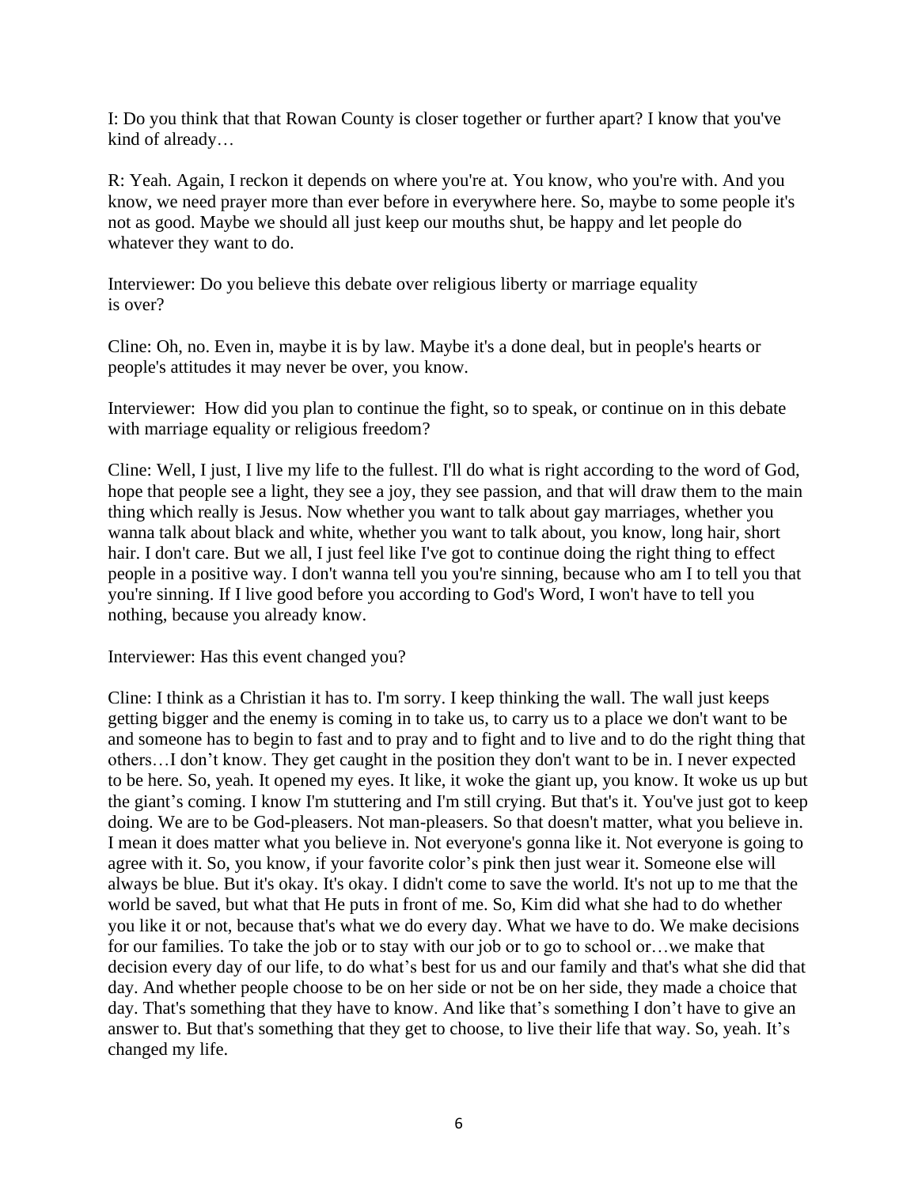I: Do you think that that Rowan County is closer together or further apart? I know that you've kind of already…

R: Yeah. Again, I reckon it depends on where you're at. You know, who you're with. And you know, we need prayer more than ever before in everywhere here. So, maybe to some people it's not as good. Maybe we should all just keep our mouths shut, be happy and let people do whatever they want to do.

Interviewer: Do you believe this debate over religious liberty or marriage equality is over?

Cline: Oh, no. Even in, maybe it is by law. Maybe it's a done deal, but in people's hearts or people's attitudes it may never be over, you know.

Interviewer: How did you plan to continue the fight, so to speak, or continue on in this debate with marriage equality or religious freedom?

Cline: Well, I just, I live my life to the fullest. I'll do what is right according to the word of God, hope that people see a light, they see a joy, they see passion, and that will draw them to the main thing which really is Jesus. Now whether you want to talk about gay marriages, whether you wanna talk about black and white, whether you want to talk about, you know, long hair, short hair. I don't care. But we all, I just feel like I've got to continue doing the right thing to effect people in a positive way. I don't wanna tell you you're sinning, because who am I to tell you that you're sinning. If I live good before you according to God's Word, I won't have to tell you nothing, because you already know.

Interviewer: Has this event changed you?

Cline: I think as a Christian it has to. I'm sorry. I keep thinking the wall. The wall just keeps getting bigger and the enemy is coming in to take us, to carry us to a place we don't want to be and someone has to begin to fast and to pray and to fight and to live and to do the right thing that others…I don't know. They get caught in the position they don't want to be in. I never expected to be here. So, yeah. It opened my eyes. It like, it woke the giant up, you know. It woke us up but the giant's coming. I know I'm stuttering and I'm still crying. But that's it. You've just got to keep doing. We are to be God-pleasers. Not man-pleasers. So that doesn't matter, what you believe in. I mean it does matter what you believe in. Not everyone's gonna like it. Not everyone is going to agree with it. So, you know, if your favorite color's pink then just wear it. Someone else will always be blue. But it's okay. It's okay. I didn't come to save the world. It's not up to me that the world be saved, but what that He puts in front of me. So, Kim did what she had to do whether you like it or not, because that's what we do every day. What we have to do. We make decisions for our families. To take the job or to stay with our job or to go to school or…we make that decision every day of our life, to do what's best for us and our family and that's what she did that day. And whether people choose to be on her side or not be on her side, they made a choice that day. That's something that they have to know. And like that's something I don't have to give an answer to. But that's something that they get to choose, to live their life that way. So, yeah. It's changed my life.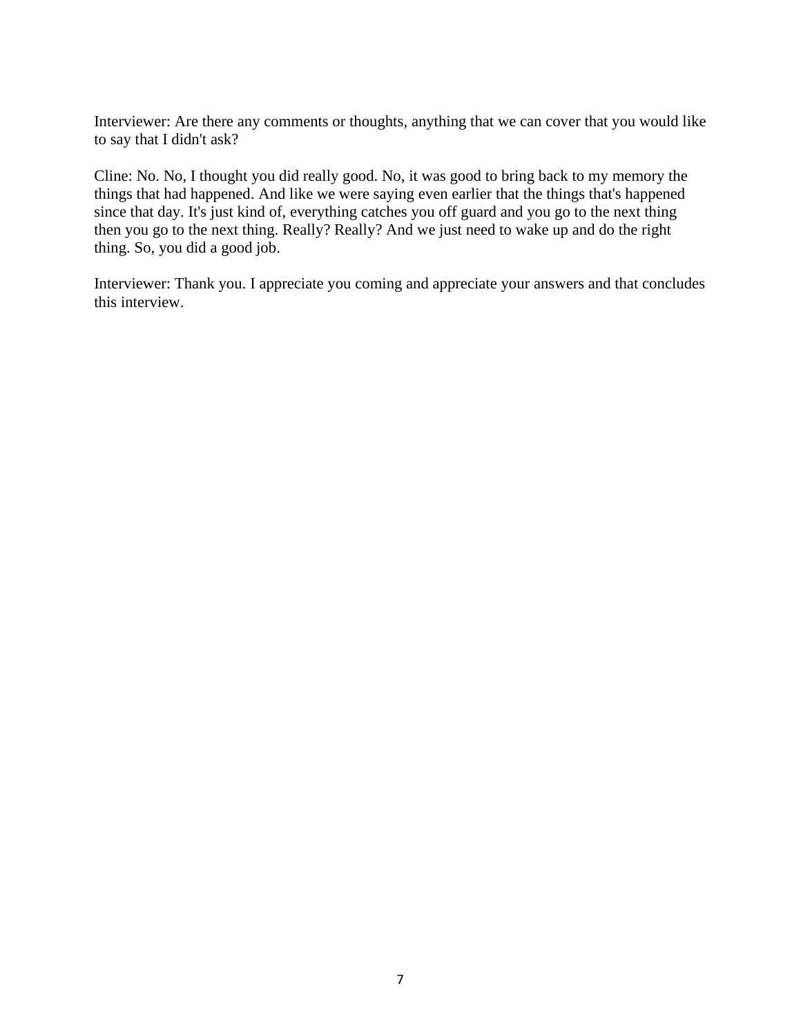Interviewer: Are there any comments or thoughts, anything that we can cover that you would like to say that I didn't ask?

Cline: No. No, I thought you did really good. No, it was good to bring back to my memory the things that had happened. And like we were saying even earlier that the things that's happened since that day. It's just kind of, everything catches you off guard and you go to the next thing then you go to the next thing. Really? Really? And we just need to wake up and do the right thing. So, you did a good job.

Interviewer: Thank you. I appreciate you coming and appreciate your answers and that concludes this interview.